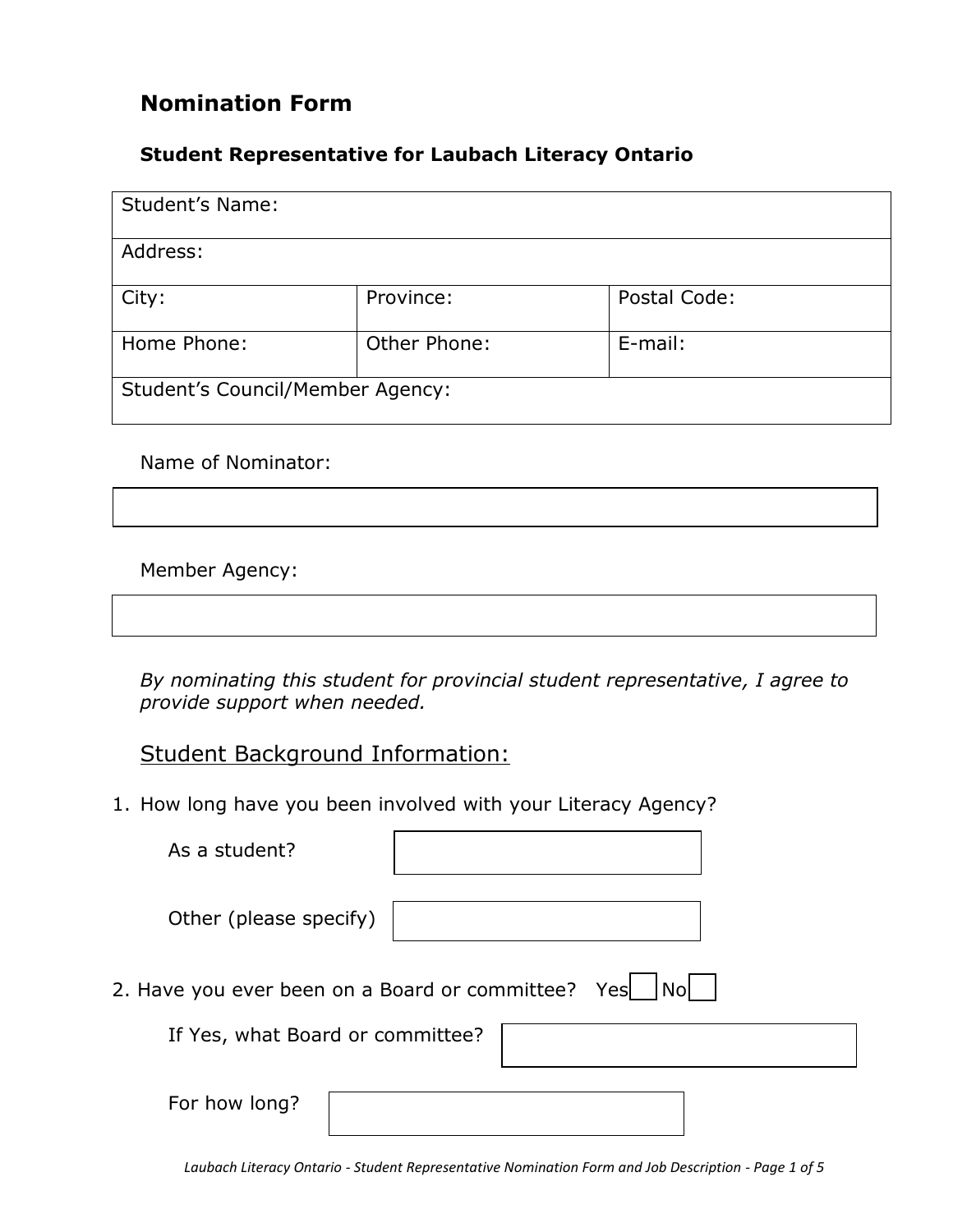# Nomination Form

## Student Representative for Laubach Literacy Ontario

| Student's Name: | | |
|---|---|---|
| Address: | | |
| City: | Province: | Postal Code: |
| Home Phone: | Other Phone: | E-mail: |
| Student's Council/Member Agency: | | |

Name of Nominator:

Member Agency:

*By nominating this student for provincial student representative, I agree to provide support when needed.*

## Student Background Information:

1. How long have you been involved with your Literacy Agency?

   As a student?

   Other (please specify)

2. Have you ever been on a Board or committee? Yes ☐ No ☐

   If Yes, what Board or committee?

   For how long?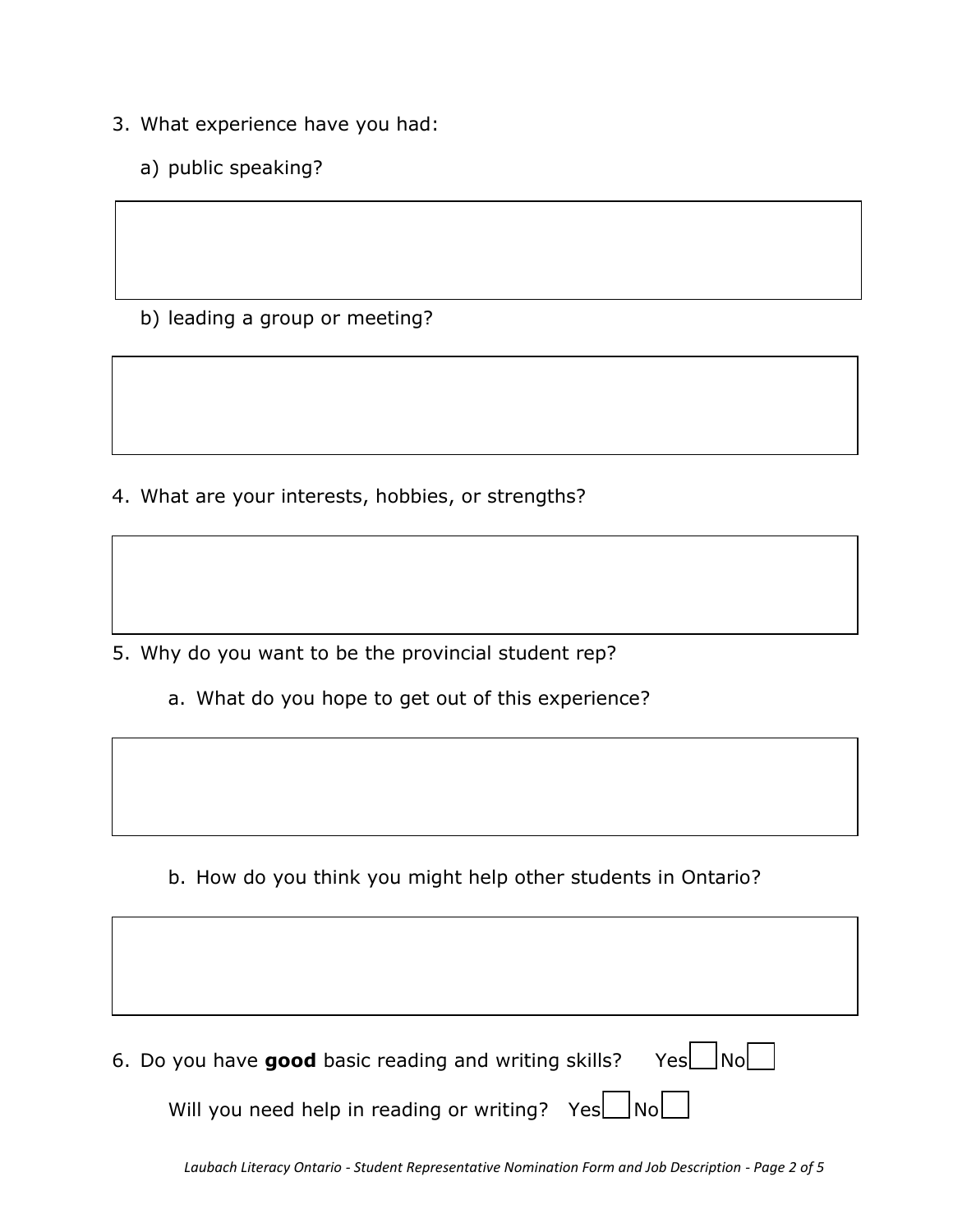3. What experience have you had:

   a) public speaking?

   b) leading a group or meeting?

4. What are your interests, hobbies, or strengths?

5. Why do you want to be the provincial student rep?

   a. What do you hope to get out of this experience?

   b. How do you think you might help other students in Ontario?

6. Do you have **good** basic reading and writing skills? Yes ☐ No ☐

   Will you need help in reading or writing? Yes ☐ No ☐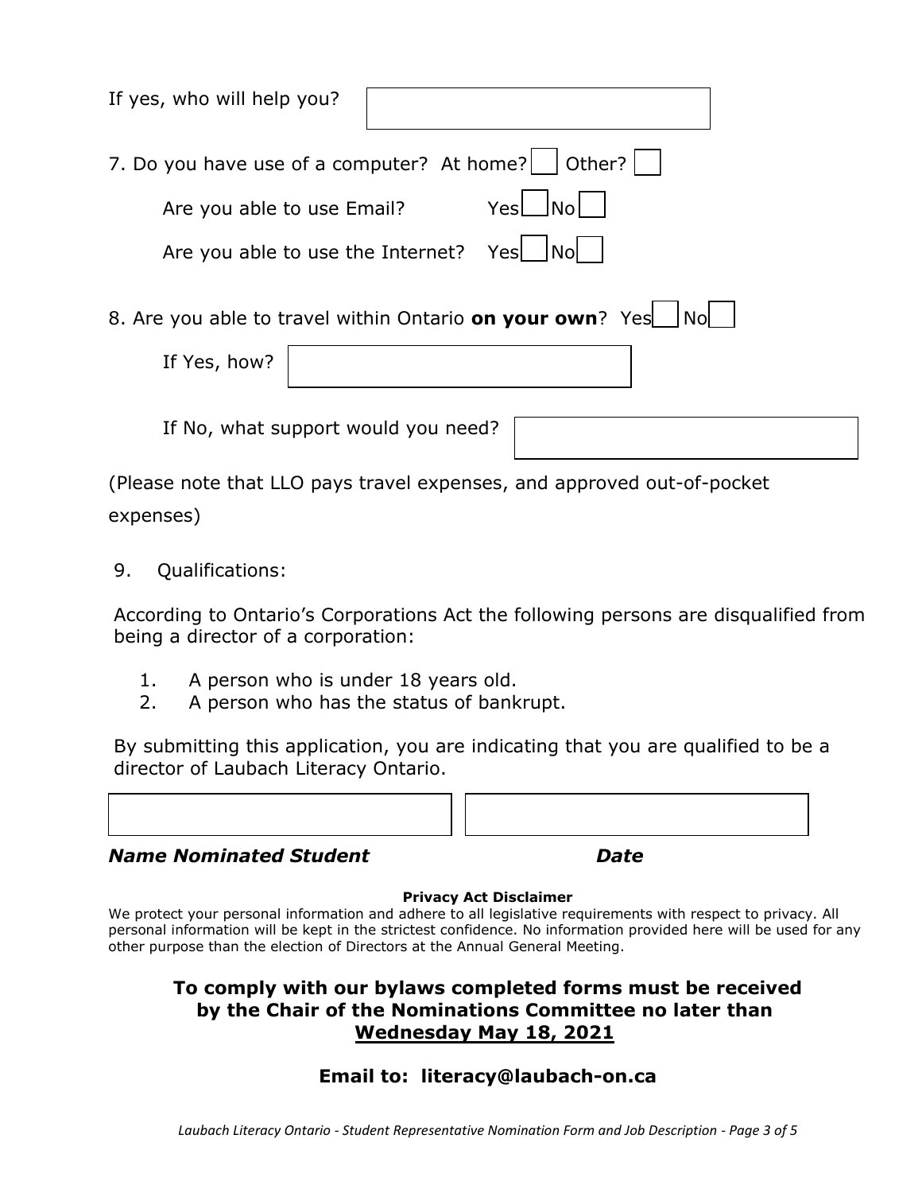If yes, who will help you? ______________________

7. Do you have use of a computer? At home? ☐ Other? ☐

Are you able to use Email? Yes ☐ No ☐

Are you able to use the Internet? Yes ☐ No ☐

8. Are you able to travel within Ontario **on your own**? Yes ☐ No ☐

If Yes, how? ______________________

If No, what support would you need? ______________________

(Please note that LLO pays travel expenses, and approved out-of-pocket expenses)

9. Qualifications:

According to Ontario's Corporations Act the following persons are disqualified from being a director of a corporation:

1. A person who is under 18 years old.
2. A person who has the status of bankrupt.

By submitting this application, you are indicating that you are qualified to be a director of Laubach Literacy Ontario.

______________________ ______________________

***Name Nominated Student*** ***Date***

**Privacy Act Disclaimer**

We protect your personal information and adhere to all legislative requirements with respect to privacy. All personal information will be kept in the strictest confidence. No information provided here will be used for any other purpose than the election of Directors at the Annual General Meeting.

**To comply with our bylaws completed forms must be received by the Chair of the Nominations Committee no later than <u>Wednesday May 18, 2021</u>**

**Email to: literacy@laubach-on.ca**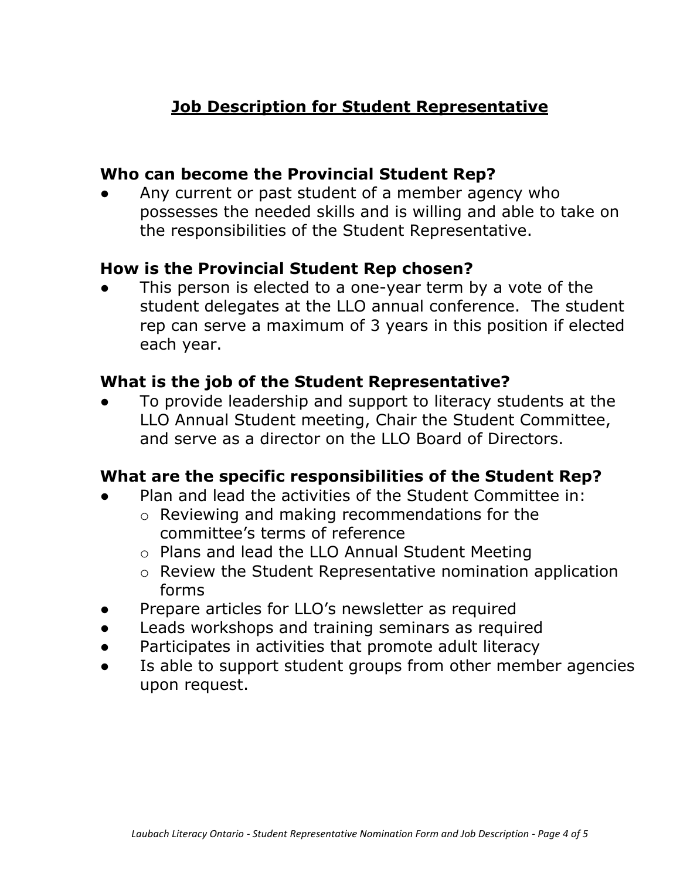# Job Description for Student Representative

### Who can become the Provincial Student Rep?

- Any current or past student of a member agency who possesses the needed skills and is willing and able to take on the responsibilities of the Student Representative.

### How is the Provincial Student Rep chosen?

- This person is elected to a one-year term by a vote of the student delegates at the LLO annual conference. The student rep can serve a maximum of 3 years in this position if elected each year.

### What is the job of the Student Representative?

- To provide leadership and support to literacy students at the LLO Annual Student meeting, Chair the Student Committee, and serve as a director on the LLO Board of Directors.

### What are the specific responsibilities of the Student Rep?

- Plan and lead the activities of the Student Committee in:
  - Reviewing and making recommendations for the committee's terms of reference
  - Plans and lead the LLO Annual Student Meeting
  - Review the Student Representative nomination application forms
- Prepare articles for LLO's newsletter as required
- Leads workshops and training seminars as required
- Participates in activities that promote adult literacy
- Is able to support student groups from other member agencies upon request.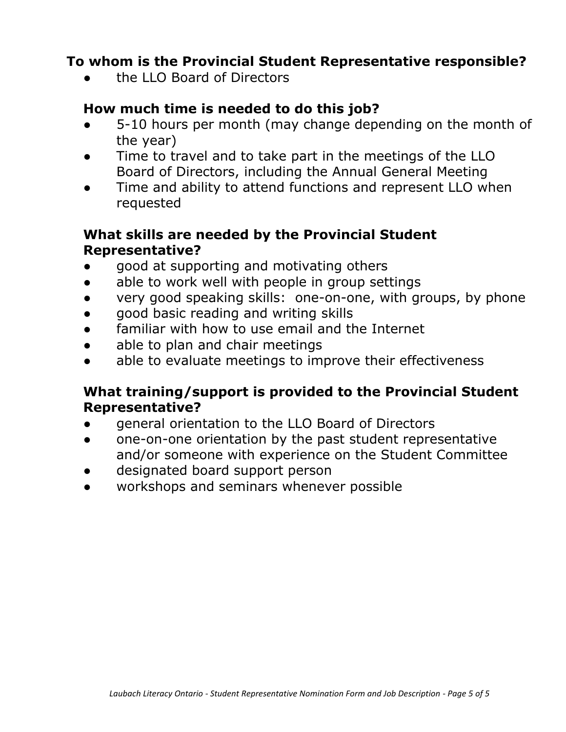**To whom is the Provincial Student Representative responsible?**

- the LLO Board of Directors

**How much time is needed to do this job?**

- 5-10 hours per month (may change depending on the month of the year)
- Time to travel and to take part in the meetings of the LLO Board of Directors, including the Annual General Meeting
- Time and ability to attend functions and represent LLO when requested

**What skills are needed by the Provincial Student Representative?**

- good at supporting and motivating others
- able to work well with people in group settings
- very good speaking skills: one-on-one, with groups, by phone
- good basic reading and writing skills
- familiar with how to use email and the Internet
- able to plan and chair meetings
- able to evaluate meetings to improve their effectiveness

**What training/support is provided to the Provincial Student Representative?**

- general orientation to the LLO Board of Directors
- one-on-one orientation by the past student representative and/or someone with experience on the Student Committee
- designated board support person
- workshops and seminars whenever possible